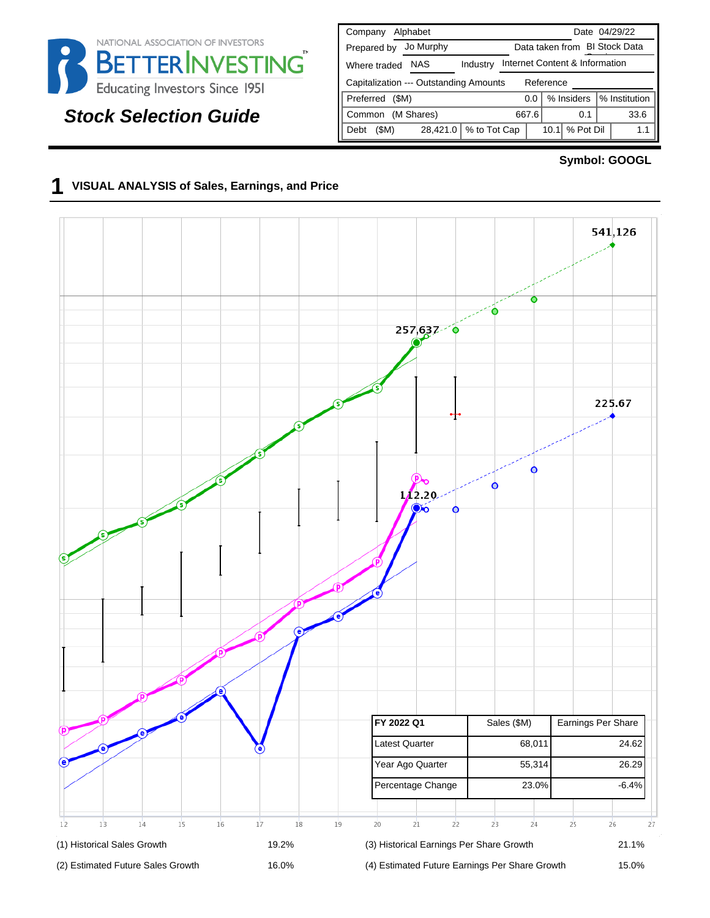NATIONAL ASSOCIATION OF INVESTORS

BETTERINVESTING

Educating Investors Since 1951

## Stock Selection Guide

| Company | Alphabet | | | Date | 04/29/22 |
|---|---|---|---|---|---|
| Prepared by | Jo Murphy | | | Data taken from | BI Stock Data |
| Where traded | NAS | Industry | Internet Content & Information | | |
| Capitalization --- Outstanding Amounts | | | | Reference | |
| Preferred ($M) | | 0.0 | % Insiders | | % Institution |
| Common (M Shares) | | 667.6 | 0.1 | | 33.6 |
| Debt ($M) | 28,421.0 | % to Tot Cap | 10.1 | % Pot Dil | 1.1 |

**Symbol: GOOGL**

## 1 VISUAL ANALYSIS of Sales, Earnings, and Price

| FY 2022 Q1 | Sales ($M) | Earnings Per Share |
|---|---|---|
| Latest Quarter | 68,011 | 24.62 |
| Year Ago Quarter | 55,314 | 26.29 |
| Percentage Change | 23.0% | -6.4% |

| | | | |
|---|---|---|---|
| (1) Historical Sales Growth | 19.2% | (3) Historical Earnings Per Share Growth | 21.1% |
| (2) Estimated Future Sales Growth | 16.0% | (4) Estimated Future Earnings Per Share Growth | 15.0% |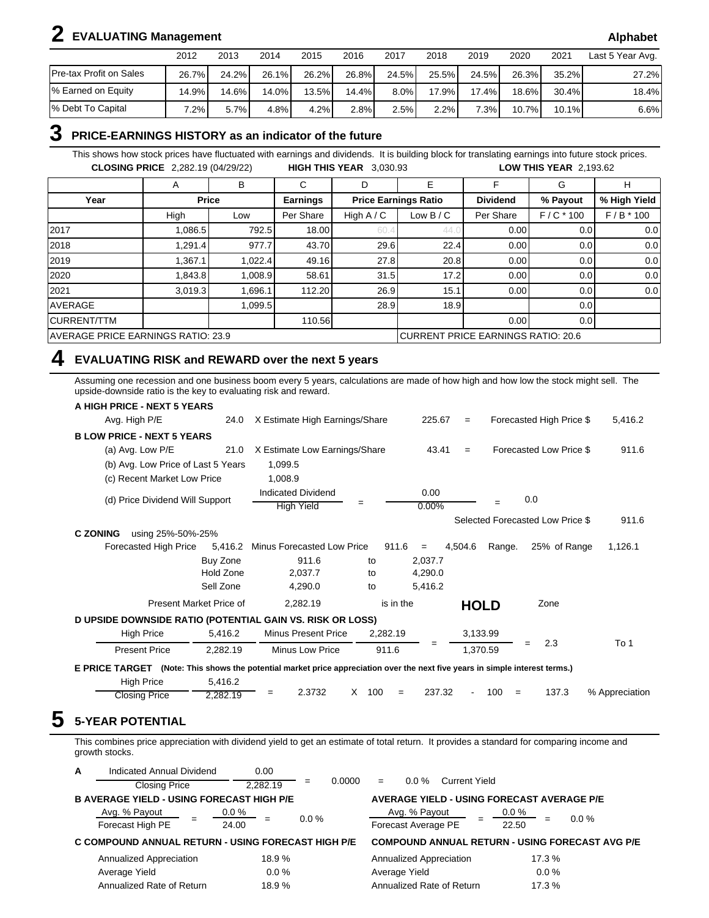## 2 EVALUATING Management

**Alphabet**

| | 2012 | 2013 | 2014 | 2015 | 2016 | 2017 | 2018 | 2019 | 2020 | 2021 | Last 5 Year Avg. |
|---|---|---|---|---|---|---|---|---|---|---|---|
| Pre-tax Profit on Sales | 26.7% | 24.2% | 26.1% | 26.2% | 26.8% | 24.5% | 25.5% | 24.5% | 26.3% | 35.2% | 27.2% |
| % Earned on Equity | 14.9% | 14.6% | 14.0% | 13.5% | 14.4% | 8.0% | 17.9% | 17.4% | 18.6% | 30.4% | 18.4% |
| % Debt To Capital | 7.2% | 5.7% | 4.8% | 4.2% | 2.8% | 2.5% | 2.2% | 7.3% | 10.7% | 10.1% | 6.6% |

## 3 PRICE-EARNINGS HISTORY as an indicator of the future

This shows how stock prices have fluctuated with earnings and dividends. It is building block for translating earnings into future stock prices.

**CLOSING PRICE** 2,282.19 (04/29/22) **HIGH THIS YEAR** 3,030.93 **LOW THIS YEAR** 2,193.62

| | A | B | C | D | E | F | G | H |
|---|---|---|---|---|---|---|---|---|
| **Year** | **Price** | | **Earnings** | **Price Earnings Ratio** | | **Dividend** | **% Payout** | **% High Yield** |
| | High | Low | Per Share | High A / C | Low B / C | Per Share | F / C * 100 | F / B * 100 |
| 2017 | 1,086.5 | 792.5 | 18.00 | 60.4 | 44.0 | 0.00 | 0.0 | 0.0 |
| 2018 | 1,291.4 | 977.7 | 43.70 | 29.6 | 22.4 | 0.00 | 0.0 | 0.0 |
| 2019 | 1,367.1 | 1,022.4 | 49.16 | 27.8 | 20.8 | 0.00 | 0.0 | 0.0 |
| 2020 | 1,843.8 | 1,008.9 | 58.61 | 31.5 | 17.2 | 0.00 | 0.0 | 0.0 |
| 2021 | 3,019.3 | 1,696.1 | 112.20 | 26.9 | 15.1 | 0.00 | 0.0 | 0.0 |
| AVERAGE | | 1,099.5 | | 28.9 | 18.9 | | 0.0 | |
| CURRENT/TTM | | | 110.56 | | | 0.00 | 0.0 | |
| AVERAGE PRICE EARNINGS RATIO: 23.9 | | | | | CURRENT PRICE EARNINGS RATIO: 20.6 | | | |

## 4 EVALUATING RISK and REWARD over the next 5 years

Assuming one recession and one business boom every 5 years, calculations are made of how high and how low the stock might sell. The upside-downside ratio is the key to evaluating risk and reward.

**A HIGH PRICE - NEXT 5 YEARS**

Avg. High P/E 24.0 X Estimate High Earnings/Share 225.67 = Forecasted High Price $ 5,416.2

**B LOW PRICE - NEXT 5 YEARS**

(a) Avg. Low P/E 21.0 X Estimate Low Earnings/Share 43.41 = Forecasted Low Price $ 911.6

(b) Avg. Low Price of Last 5 Years 1,099.5

(c) Recent Market Low Price 1,008.9

(d) Price Dividend Will Support: Indicated Dividend / High Yield = 0.00 / 0.00% = 0.0

Selected Forecasted Low Price $ 911.6

**C ZONING** using 25%-50%-25%

Forecasted High Price 5,416.2 Minus Forecasted Low Price 911.6 = 4,504.6 Range. 25% of Range 1,126.1

| | | | |
|---|---|---|---|
| Buy Zone | 911.6 | to | 2,037.7 |
| Hold Zone | 2,037.7 | to | 4,290.0 |
| Sell Zone | 4,290.0 | to | 5,416.2 |

Present Market Price of 2,282.19 is in the **HOLD** Zone

**D UPSIDE DOWNSIDE RATIO (POTENTIAL GAIN VS. RISK OR LOSS)**

High Price 5,416.2 Minus Present Price 2,282.19 / Present Price 2,282.19 Minus Low Price 911.6 = 3,133.99 / 1,370.59 = 2.3 To 1

**E PRICE TARGET** **(Note: This shows the potential market price appreciation over the next five years in simple interest terms.)**

High Price 5,416.2 / Closing Price 2,282.19 = 2.3732 X 100 = 237.32 - 100 = 137.3 % Appreciation

## 5 5-YEAR POTENTIAL

This combines price appreciation with dividend yield to get an estimate of total return. It provides a standard for comparing income and growth stocks.

**A** Indicated Annual Dividend 0.00 / Closing Price 2,282.19 = 0.0000 = 0.0 % Current Yield

**B AVERAGE YIELD - USING FORECAST HIGH P/E**

Avg. % Payout 0.0 % / Forecast High PE 24.00 = 0.0 %

**AVERAGE YIELD - USING FORECAST AVERAGE P/E**

Avg. % Payout 0.0 % / Forecast Average PE 22.50 = 0.0 %

**C COMPOUND ANNUAL RETURN - USING FORECAST HIGH P/E**

| | |
|---|---|
| Annualized Appreciation | 18.9 % |
| Average Yield | 0.0 % |
| Annualized Rate of Return | 18.9 % |

**COMPOUND ANNUAL RETURN - USING FORECAST AVG P/E**

| | |
|---|---|
| Annualized Appreciation | 17.3 % |
| Average Yield | 0.0 % |
| Annualized Rate of Return | 17.3 % |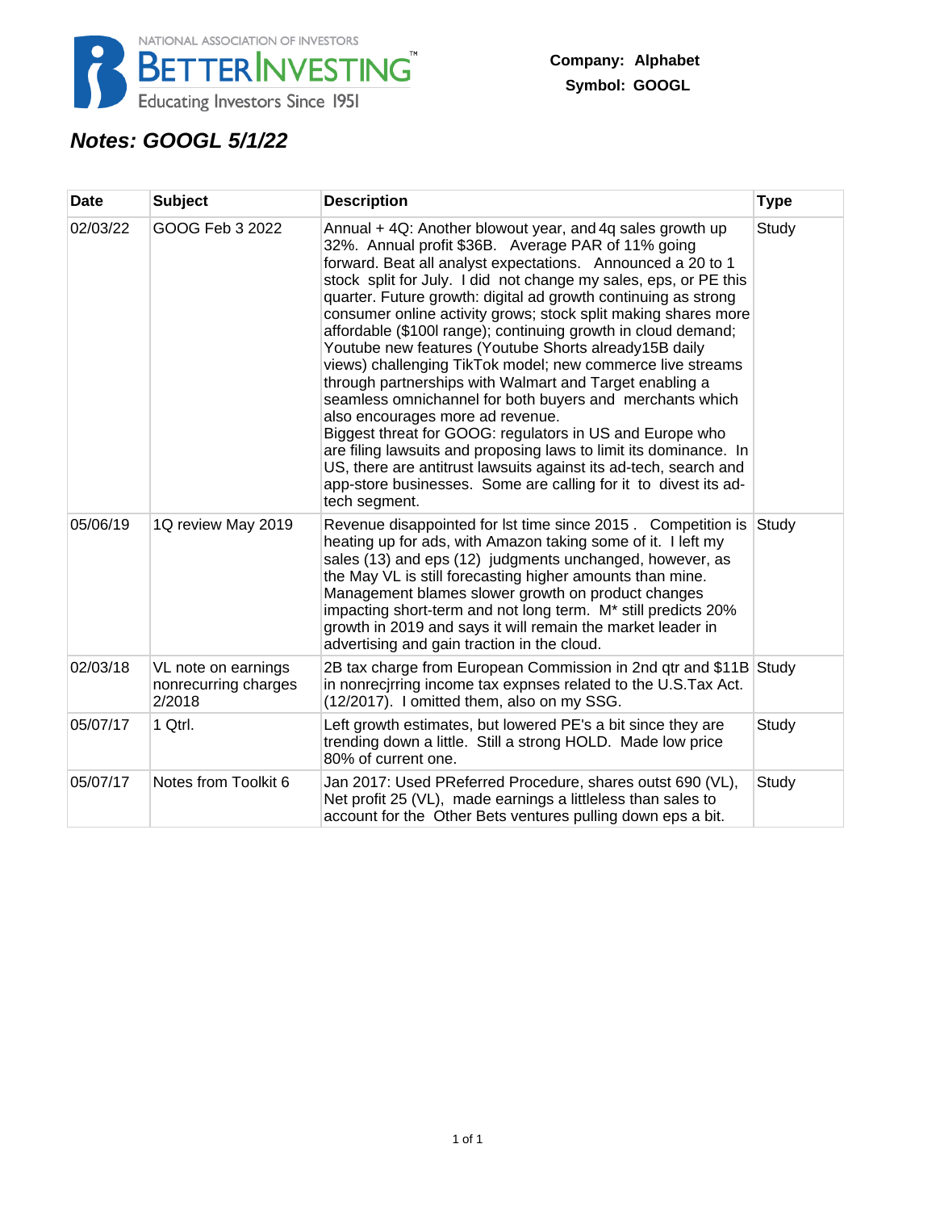Company: **Alphabet**
Symbol: **GOOGL**

## *Notes: GOOGL 5/1/22*

| Date | Subject | Description | Type |
|---|---|---|---|
| 02/03/22 | GOOG Feb 3 2022 | Annual + 4Q: Another blowout year, and 4q sales growth up 32%. Annual profit $36B. Average PAR of 11% going forward. Beat all analyst expectations. Announced a 20 to 1 stock split for July. I did not change my sales, eps, or PE this quarter. Future growth: digital ad growth continuing as strong consumer online activity grows; stock split making shares more affordable ($100l range); continuing growth in cloud demand; Youtube new features (Youtube Shorts already15B daily views) challenging TikTok model; new commerce live streams through partnerships with Walmart and Target enabling a seamless omnichannel for both buyers and merchants which also encourages more ad revenue.<br>Biggest threat for GOOG: regulators in US and Europe who are filing lawsuits and proposing laws to limit its dominance. In US, there are antitrust lawsuits against its ad-tech, search and app-store businesses. Some are calling for it to divest its ad-tech segment. | Study |
| 05/06/19 | 1Q review May 2019 | Revenue disappointed for lst time since 2015 . Competition is heating up for ads, with Amazon taking some of it. I left my sales (13) and eps (12) judgments unchanged, however, as the May VL is still forecasting higher amounts than mine. Management blames slower growth on product changes impacting short-term and not long term. M* still predicts 20% growth in 2019 and says it will remain the market leader in advertising and gain traction in the cloud. | Study |
| 02/03/18 | VL note on earnings nonrecurring charges 2/2018 | 2B tax charge from European Commission in 2nd qtr and $11B in nonrecjrring income tax expnses related to the U.S.Tax Act. (12/2017). I omitted them, also on my SSG. | Study |
| 05/07/17 | 1 Qtrl. | Left growth estimates, but lowered PE's a bit since they are trending down a little. Still a strong HOLD. Made low price 80% of current one. | Study |
| 05/07/17 | Notes from Toolkit 6 | Jan 2017: Used PReferred Procedure, shares outst 690 (VL), Net profit 25 (VL), made earnings a littleless than sales to account for the Other Bets ventures pulling down eps a bit. | Study |